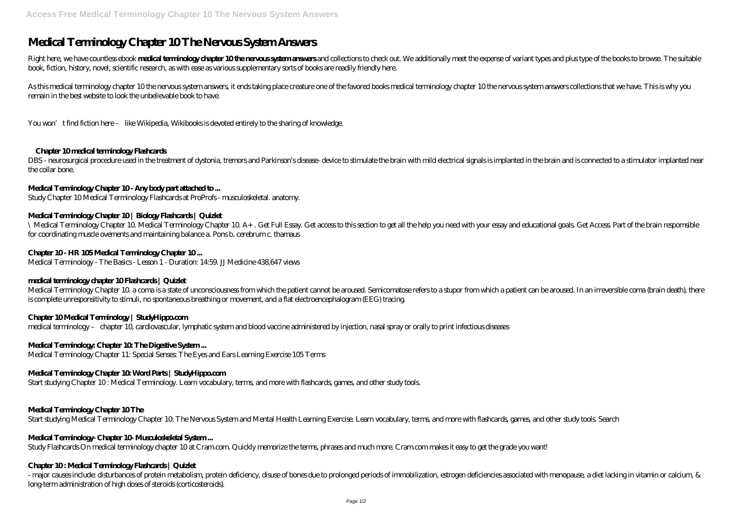# Medical Terminology Chapter 10 The Nervous System Answers

Right here, we have countless ebook **medical terminology chapter 10 the nervous system answers** and collections to check out. We additionally meet the expense of variant types and plus type of the books to browse. The suitable book, fiction, history, novel, scientific research, as with ease as various supplementary sorts of books are readily friendly here.

As this medical terminology chapter 10 the nervous system answers, it ends taking place creature one of the favored books medical terminology chapter 10 the nervous system answers collections that we have. This is why you remain in the best website to look the unbelievable book to have.

You won't find fiction here – like Wikipedia, Wikibooks is devoted entirely to the sharing of knowledge.

### Chapter 10 medical terminology Flashcards

DBS - neurosurgical procedure used in the treatment of dystonia, tremors and Parkinson's disease- device to stimulate the brain with mild electrical signals is implanted in the brain and is connected to a stimulator implanted near the collar bone.

### Medical Terminology Chapter 10 - Any body part attached to ...

Study Chapter 10 Medical Terminology Flashcards at ProProfs - musculoskeletal. anatomy.

### Medical Terminology Chapter 10 | Biology Flashcards | Quizlet

\ Medical Terminology Chapter 10. Medical Terminology Chapter 10. A+ . Get Full Essay. Get access to this section to get all the help you need with your essay and educational goals. Get Access. Part of the brain respomsible for coordinating muscle ovements and maintaining balance a. Pons b. cerebrum c. thamaus

### Chapter 10 - HR 105 Medical Terminology Chapter 10 ...

Medical Terminology - The Basics - Lesson 1 - Duration: 14:59. JJ Medicine 438,647 views

### medical terminology chapter 10 Flashcards | Quizlet

Medical Terminology Chapter 10. a coma is a state of unconsciousness from which the patient cannot be aroused. Semicomatose refers to a stupor from which a patient can be aroused. In an irreversible coma (brain death), there is complete unresponsitivity to stimuli, no spontaneous breathing or movement, and a flat electroencephalogram (EEG) tracing.

### Chapter 10 Medical Terminology | StudyHippo.com

medical terminology – chapter 10, cardiovascular, lymphatic system and blood vaccine administered by injection, nasal spray or orally to print infectious diseases

### Medical Terminology: Chapter 10: The Digestive System ...

Medical Terminology Chapter 11: Special Senses: The Eyes and Ears Learning Exercise 105 Terms

### Medical Terminology Chapter 10: Word Parts | StudyHippo.com

Start studying Chapter 10 : Medical Terminology. Learn vocabulary, terms, and more with flashcards, games, and other study tools.

### Medical Terminology Chapter 10 The

Start studying Medical Terminology Chapter 10: The Nervous System and Mental Health Learning Exercise. Learn vocabulary, terms, and more with flashcards, games, and other study tools. Search

### Medical Terminology- Chapter 10- Musculoskeletal System ...

Study Flashcards On medical terminology chapter 10 at Cram.com. Quickly memorize the terms, phrases and much more. Cram.com makes it easy to get the grade you want!

### Chapter 10 : Medical Terminology Flashcards | Quizlet

- major causes include: disturbances of protein metabolism, protein deficiency, disuse of bones due to prolonged periods of immobilization, estrogen deficiencies associated with menopause, a diet lacking in vitamin or calcium, & long-term administration of high doses of steroids (corticosteroids).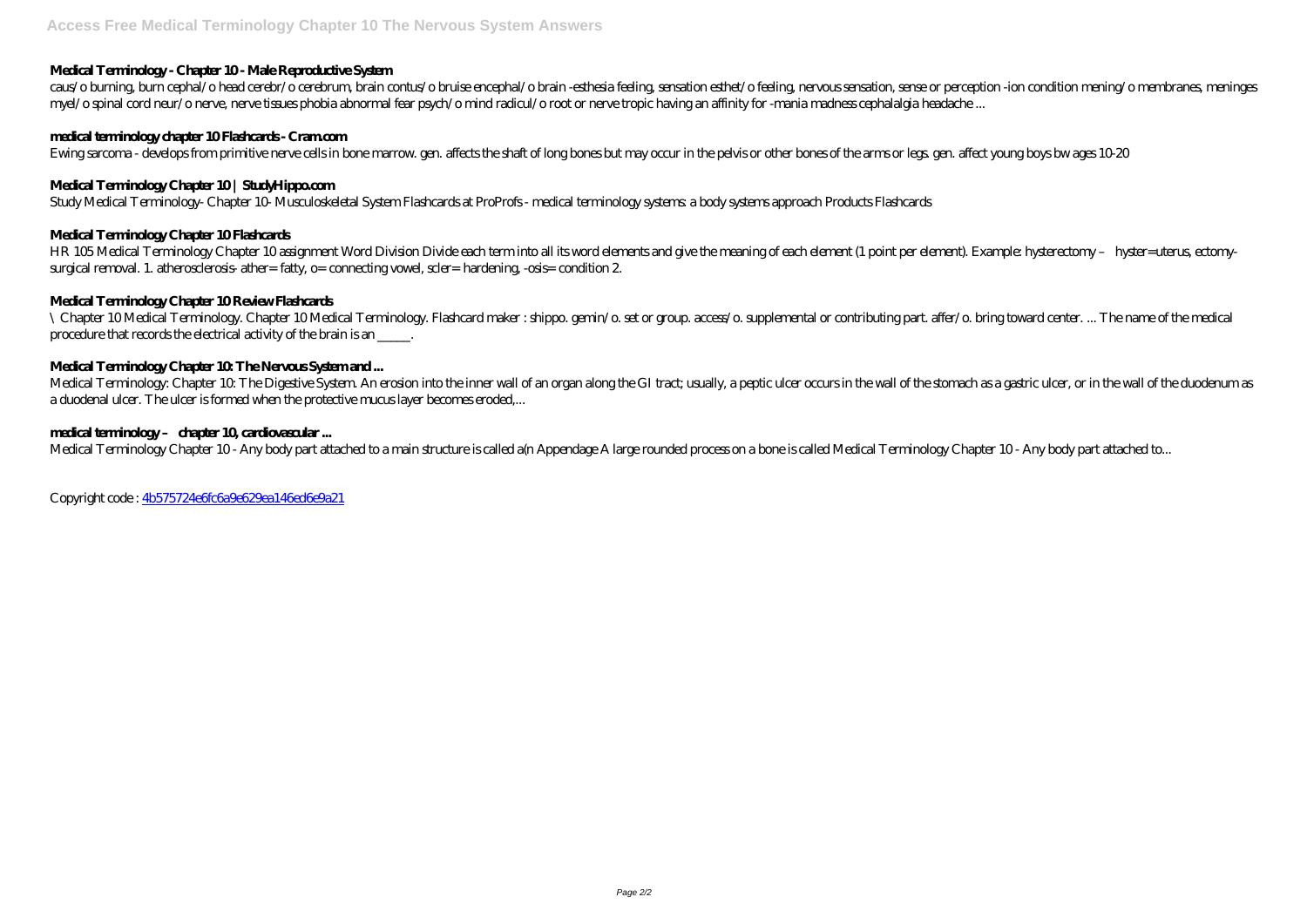### Medical Terminology - Chapter 10 - Male Reproductive System

caus/o burning, burn cephal/o head cerebr/o cerebrum, brain contus/o bruise encephal/o brain -esthesia feeling, sensation esthet/o feeling, nervous sensation, sense or perception -ion condition mening/o membranes, meninges myel/o spinal cord neur/o nerve, nerve tissues phobia abnormal fear psych/o mind radicul/o root or nerve tropic having an affinity for -mania madness cephalalgia headache ...

### medical terminology chapter 10 Flashcards - Cram.com

Ewing sarcoma - develops from primitive nerve cells in bone marrow. gen. affects the shaft of long bones but may occur in the pelvis or other bones of the arms or legs. gen. affect young boys bw ages 10-20

### Medical Terminology Chapter 10 | StudyHippo.com

Study Medical Terminology- Chapter 10- Musculoskeletal System Flashcards at ProProfs - medical terminology systems: a body systems approach Products Flashcards

### Medical Terminology Chapter 10 Flashcards

HR 105 Medical Terminology Chapter 10 assignment Word Division Divide each term into all its word elements and give the meaning of each element (1 point per element). Example: hysterectomy – hyster=uterus, ectomy-surgical removal. 1. atherosclerosis- ather= fatty, o= connecting vowel, scler= hardening, -osis= condition 2.

### Medical Terminology Chapter 10 Review Flashcards

\ Chapter 10 Medical Terminology. Chapter 10 Medical Terminology. Flashcard maker : shippo. gemin/o. set or group. access/o. supplemental or contributing part. affer/o. bring toward center. ... The name of the medical procedure that records the electrical activity of the brain is an _____.

### Medical Terminology Chapter 10: The Nervous System and ...

Medical Terminology: Chapter 10: The Digestive System. An erosion into the inner wall of an organ along the GI tract; usually, a peptic ulcer occurs in the wall of the stomach as a gastric ulcer, or in the wall of the duodenum as a duodenal ulcer. The ulcer is formed when the protective mucus layer becomes eroded,...

### medical terminology – chapter 10, cardiovascular ...

Medical Terminology Chapter 10 - Any body part attached to a main structure is called a(n Appendage A large rounded process on a bone is called Medical Terminology Chapter 10 - Any body part attached to...

Copyright code : 4b575724e6fc6a9e629ea146ed6e9a21